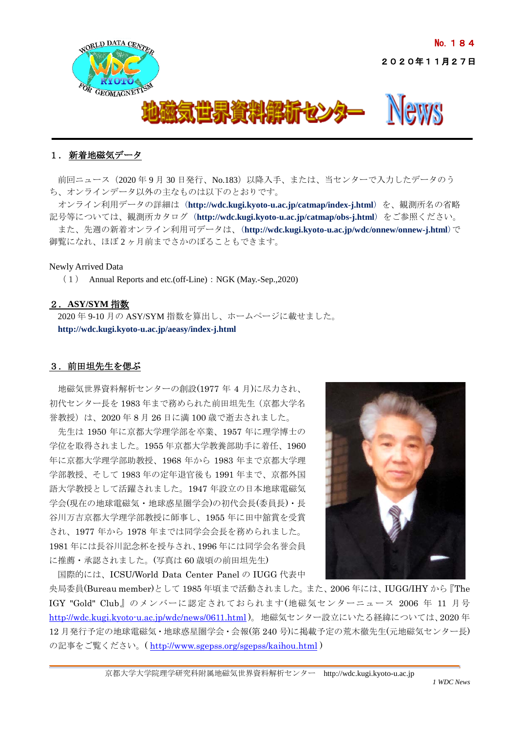No. １８４

２０２０年１１月２７日

# 地磁気世界資料解析センター News

## １． 新着地磁気データ

前回ニュース（2020 年 9 月 30 日発行、No.183）以降入手、または、当センターで入力したデータのうち、オンラインデータ以外の主なものは以下のとおりです。

オンライン利用データの詳細は（**http://wdc.kugi.kyoto-u.ac.jp/catmap/index-j.html**）を、観測所名の省略記号等については、観測所カタログ（**http://wdc.kugi.kyoto-u.ac.jp/catmap/obs-j.html**）をご参照ください。

また、先週の新着オンライン利用可データは、（**http://wdc.kugi.kyoto-u.ac.jp/wdc/onnew/onnew-j.html**）で御覧になれ、ほぼ 2 ヶ月前までさかのぼることもできます。

Newly Arrived Data

（１） Annual Reports and etc.(off-Line)：NGK (May.-Sep.,2020)

## ２．ASY/SYM 指数

2020 年 9-10 月の ASY/SYM 指数を算出し、ホームページに載せました。

**http://wdc.kugi.kyoto-u.ac.jp/aeasy/index-j.html**

## ３．前田坦先生を偲ぶ

地磁気世界資料解析センターの創設(1977 年 4 月)に尽力され、初代センター長を 1983 年まで務められた前田坦先生（京都大学名誉教授）は、2020 年 8 月 26 日に満 100 歳で逝去されました。

先生は 1950 年に京都大学理学部を卒業、1957 年に理学博士の学位を取得されました。1955 年京都大学教養部助手に着任、1960 年に京都大学理学部助教授、1968 年から 1983 年まで京都大学理学部教授、そして 1983 年の定年退官後も 1991 年まで、京都外国語大学教授として活躍されました。1947 年設立の日本地球電磁気学会(現在の地球電磁気・地球惑星圏学会)の初代会長(委員長)・長谷川万吉京都大学理学部教授に師事し、1955 年に田中舘賞を受賞され、1977 年から 1978 年までは同学会会長を務められました。1981 年には長谷川記念杯を授与され、1996 年には同学会名誉会員に推薦・承認されました。(写真は 60 歳頃の前田坦先生)

国際的には、ICSU/World Data Center Panel の IUGG 代表中央局委員(Bureau member)として 1985 年頃まで活動されました。また、2006 年には、IUGG/IHY から『The IGY "Gold" Club』のメンバーに認定されておられます(地磁気センターニュース 2006 年 11 月号 http://wdc.kugi.kyoto-u.ac.jp/wdc/news/0611.html)。地磁気センター設立にいたる経緯については、2020 年 12 月発行予定の地球電磁気・地球惑星圏学会・会報(第 240 号)に掲載予定の荒木徹先生(元地磁気センター長)の記事をご覧ください。( http://www.sgepss.org/sgepss/kaihou.html )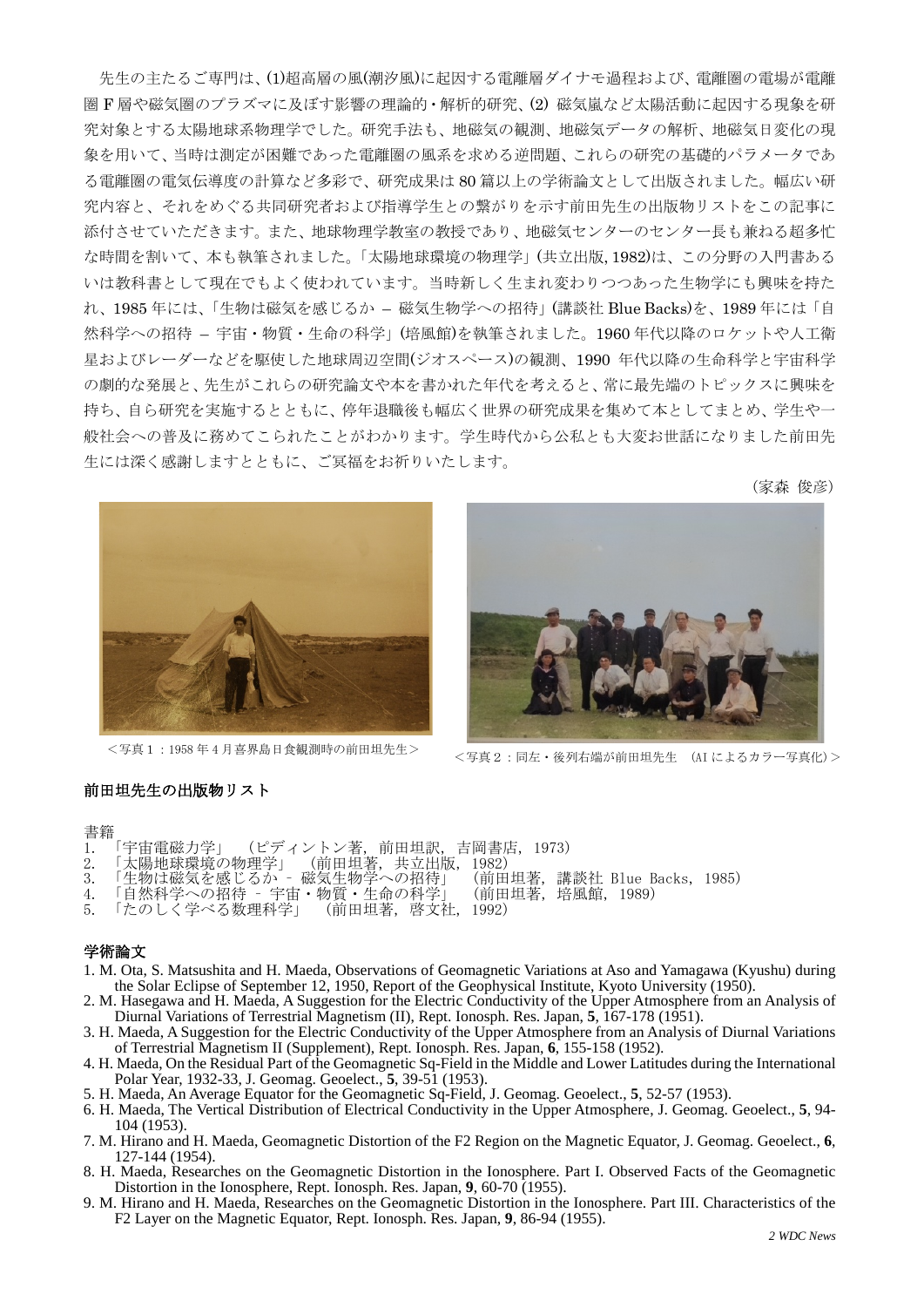先生の主たるご専門は、(1)超高層の風(潮汐風)に起因する電離層ダイナモ過程および、電離圏の電場が電離圏 F 層や磁気圏のプラズマに及ぼす影響の理論的・解析的研究、(2) 磁気嵐など太陽活動に起因する現象を研究対象とする太陽地球系物理学でした。研究手法も、地磁気の観測、地磁気データの解析、地磁気日変化の現象を用いて、当時は測定が困難であった電離圏の風系を求める逆問題、これらの研究の基礎的パラメータである電離圏の電気伝導度の計算など多彩で、研究成果は 80 篇以上の学術論文として出版されました。幅広い研究内容と、それをめぐる共同研究者および指導学生との繋がりを示す前田先生の出版物リストをこの記事に添付させていただきます。また、地球物理学教室の教授であり、地磁気センターのセンター長も兼ねる超多忙な時間を割いて、本も執筆されました。「太陽地球環境の物理学」(共立出版, 1982)は、この分野の入門書あるいは教科書として現在でもよく使われています。当時新しく生まれ変わりつつあった生物学にも興味を持たれ、1985 年には、「生物は磁気を感じるか – 磁気生物学への招待」(講談社 Blue Backs)を、1989 年には「自然科学への招待 – 宇宙・物質・生命の科学」(培風館)を執筆されました。1960 年代以降のロケットや人工衛星およびレーダーなどを駆使した地球周辺空間(ジオスペース)の観測、1990 年代以降の生命科学と宇宙科学の劇的な発展と、先生がこれらの研究論文や本を書かれた年代を考えると、常に最先端のトピックスに興味を持ち、自ら研究を実施するとともに、停年退職後も幅広く世界の研究成果を集めて本としてまとめ、学生や一般社会への普及に務めてこられたことがわかります。学生時代から公私とも大変お世話になりました前田先生には深く感謝しますとともに、ご冥福をお祈りいたします。

（家森 俊彦）

＜写真１：1958 年 4 月喜界島日食観測時の前田坦先生＞

＜写真２：同左・後列右端が前田坦先生 （AI によるカラー写真化）＞

## 前田坦先生の出版物リスト

書籍

1. 「宇宙電磁力学」 (ピディントン著, 前田坦訳, 吉岡書店, 1973)
2. 「太陽地球環境の物理学」 (前田坦著, 共立出版, 1982)
3. 「生物は磁気を感じるか – 磁気生物学への招待」 (前田坦著, 講談社 Blue Backs, 1985)
4. 「自然科学への招待 – 宇宙・物質・生命の科学」 (前田坦著, 培風館, 1989)
5. 「たのしく学べる数理科学」 (前田坦著, 啓文社, 1992)

## 学術論文

1. M. Ota, S. Matsushita and H. Maeda, Observations of Geomagnetic Variations at Aso and Yamagawa (Kyushu) during the Solar Eclipse of September 12, 1950, Report of the Geophysical Institute, Kyoto University (1950).
2. M. Hasegawa and H. Maeda, A Suggestion for the Electric Conductivity of the Upper Atmosphere from an Analysis of Diurnal Variations of Terrestrial Magnetism (II), Rept. Ionosph. Res. Japan, **5**, 167-178 (1951).
3. H. Maeda, A Suggestion for the Electric Conductivity of the Upper Atmosphere from an Analysis of Diurnal Variations of Terrestrial Magnetism II (Supplement), Rept. Ionosph. Res. Japan, **6**, 155-158 (1952).
4. H. Maeda, On the Residual Part of the Geomagnetic Sq-Field in the Middle and Lower Latitudes during the International Polar Year, 1932-33, J. Geomag. Geoelect., **5**, 39-51 (1953).
5. H. Maeda, An Average Equator for the Geomagnetic Sq-Field, J. Geomag. Geoelect., **5**, 52-57 (1953).
6. H. Maeda, The Vertical Distribution of Electrical Conductivity in the Upper Atmosphere, J. Geomag. Geoelect., **5**, 94-104 (1953).
7. M. Hirano and H. Maeda, Geomagnetic Distortion of the F2 Region on the Magnetic Equator, J. Geomag. Geoelect., **6**, 127-144 (1954).
8. H. Maeda, Researches on the Geomagnetic Distortion in the Ionosphere. Part I. Observed Facts of the Geomagnetic Distortion in the Ionosphere, Rept. Ionosph. Res. Japan, **9**, 60-70 (1955).
9. M. Hirano and H. Maeda, Researches on the Geomagnetic Distortion in the Ionosphere. Part III. Characteristics of the F2 Layer on the Magnetic Equator, Rept. Ionosph. Res. Japan, **9**, 86-94 (1955).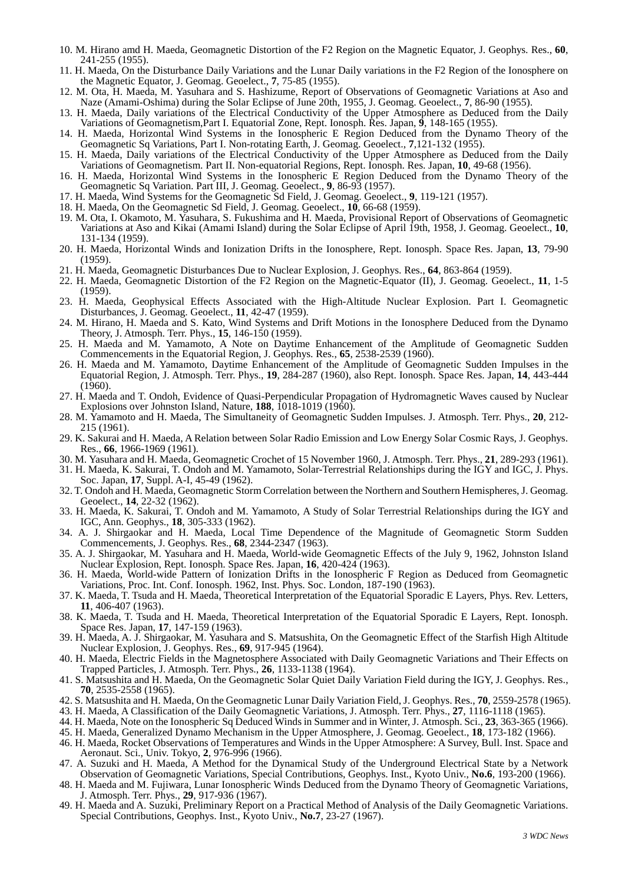10. M. Hirano amd H. Maeda, Geomagnetic Distortion of the F2 Region on the Magnetic Equator, J. Geophys. Res., **60**, 241-255 (1955).
11. H. Maeda, On the Disturbance Daily Variations and the Lunar Daily variations in the F2 Region of the Ionosphere on the Magnetic Equator, J. Geomag. Geoelect., **7**, 75-85 (1955).
12. M. Ota, H. Maeda, M. Yasuhara and S. Hashizume, Report of Observations of Geomagnetic Variations at Aso and Naze (Amami-Oshima) during the Solar Eclipse of June 20th, 1955, J. Geomag. Geoelect., **7**, 86-90 (1955).
13. H. Maeda, Daily variations of the Electrical Conductivity of the Upper Atmosphere as Deduced from the Daily Variations of Geomagnetism,Part I. Equatorial Zone, Rept. Ionosph. Res. Japan, **9**, 148-165 (1955).
14. H. Maeda, Horizontal Wind Systems in the Ionospheric E Region Deduced from the Dynamo Theory of the Geomagnetic Sq Variations, Part I. Non-rotating Earth, J. Geomag. Geoelect., **7**,121-132 (1955).
15. H. Maeda, Daily variations of the Electrical Conductivity of the Upper Atmosphere as Deduced from the Daily Variations of Geomagnetism. Part II. Non-equatorial Regions, Rept. Ionosph. Res. Japan, **10**, 49-68 (1956).
16. H. Maeda, Horizontal Wind Systems in the Ionospheric E Region Deduced from the Dynamo Theory of the Geomagnetic Sq Variation. Part III, J. Geomag. Geoelect., **9**, 86-93 (1957).
17. H. Maeda, Wind Systems for the Geomagnetic Sd Field, J. Geomag. Geoelect., **9**, 119-121 (1957).
18. H. Maeda, On the Geomagnetic Sd Field, J. Geomag. Geoelect., **10**, 66-68 (1959).
19. M. Ota, I. Okamoto, M. Yasuhara, S. Fukushima and H. Maeda, Provisional Report of Observations of Geomagnetic Variations at Aso and Kikai (Amami Island) during the Solar Eclipse of April 19th, 1958, J. Geomag. Geoelect., **10**, 131-134 (1959).
20. H. Maeda, Horizontal Winds and Ionization Drifts in the Ionosphere, Rept. Ionosph. Space Res. Japan, **13**, 79-90 (1959).
21. H. Maeda, Geomagnetic Disturbances Due to Nuclear Explosion, J. Geophys. Res., **64**, 863-864 (1959).
22. H. Maeda, Geomagnetic Distortion of the F2 Region on the Magnetic-Equator (II), J. Geomag. Geoelect., **11**, 1-5 (1959).
23. H. Maeda, Geophysical Effects Associated with the High-Altitude Nuclear Explosion. Part I. Geomagnetic Disturbances, J. Geomag. Geoelect., **11**, 42-47 (1959).
24. M. Hirano, H. Maeda and S. Kato, Wind Systems and Drift Motions in the Ionosphere Deduced from the Dynamo Theory, J. Atmosph. Terr. Phys., **15**, 146-150 (1959).
25. H. Maeda and M. Yamamoto, A Note on Daytime Enhancement of the Amplitude of Geomagnetic Sudden Commencements in the Equatorial Region, J. Geophys. Res., **65**, 2538-2539 (1960).
26. H. Maeda and M. Yamamoto, Daytime Enhancement of the Amplitude of Geomagnetic Sudden Impulses in the Equatorial Region, J. Atmosph. Terr. Phys., **19**, 284-287 (1960), also Rept. Ionosph. Space Res. Japan, **14**, 443-444 (1960).
27. H. Maeda and T. Ondoh, Evidence of Quasi-Perpendicular Propagation of Hydromagnetic Waves caused by Nuclear Explosions over Johnston Island, Nature, **188**, 1018-1019 (1960).
28. M. Yamamoto and H. Maeda, The Simultaneity of Geomagnetic Sudden Impulses. J. Atmosph. Terr. Phys., **20**, 212-215 (1961).
29. K. Sakurai and H. Maeda, A Relation between Solar Radio Emission and Low Energy Solar Cosmic Rays, J. Geophys. Res., **66**, 1966-1969 (1961).
30. M. Yasuhara and H. Maeda, Geomagnetic Crochet of 15 November 1960, J. Atmosph. Terr. Phys., **21**, 289-293 (1961).
31. H. Maeda, K. Sakurai, T. Ondoh and M. Yamamoto, Solar-Terrestrial Relationships during the IGY and IGC, J. Phys. Soc. Japan, **17**, Suppl. A-I, 45-49 (1962).
32. T. Ondoh and H. Maeda, Geomagnetic Storm Correlation between the Northern and Southern Hemispheres, J. Geomag. Geoelect., **14**, 22-32 (1962).
33. H. Maeda, K. Sakurai, T. Ondoh and M. Yamamoto, A Study of Solar Terrestrial Relationships during the IGY and IGC, Ann. Geophys., **18**, 305-333 (1962).
34. A. J. Shirgaokar and H. Maeda, Local Time Dependence of the Magnitude of Geomagnetic Storm Sudden Commencements, J. Geophys. Res., **68**, 2344-2347 (1963).
35. A. J. Shirgaokar, M. Yasuhara and H. Maeda, World-wide Geomagnetic Effects of the July 9, 1962, Johnston Island Nuclear Explosion, Rept. Ionosph. Space Res. Japan, **16**, 420-424 (1963).
36. H. Maeda, World-wide Pattern of Ionization Drifts in the Ionospheric F Region as Deduced from Geomagnetic Variations, Proc. Int. Conf. Ionosph. 1962, Inst. Phys. Soc. London, 187-190 (1963).
37. K. Maeda, T. Tsuda and H. Maeda, Theoretical Interpretation of the Equatorial Sporadic E Layers, Phys. Rev. Letters, **11**, 406-407 (1963).
38. K. Maeda, T. Tsuda and H. Maeda, Theoretical Interpretation of the Equatorial Sporadic E Layers, Rept. Ionosph. Space Res. Japan, **17**, 147-159 (1963).
39. H. Maeda, A. J. Shirgaokar, M. Yasuhara and S. Matsushita, On the Geomagnetic Effect of the Starfish High Altitude Nuclear Explosion, J. Geophys. Res., **69**, 917-945 (1964).
40. H. Maeda, Electric Fields in the Magnetosphere Associated with Daily Geomagnetic Variations and Their Effects on Trapped Particles, J. Atmosph. Terr. Phys., **26**, 1133-1138 (1964).
41. S. Matsushita and H. Maeda, On the Geomagnetic Solar Quiet Daily Variation Field during the IGY, J. Geophys. Res., **70**, 2535-2558 (1965).
42. S. Matsushita and H. Maeda, On the Geomagnetic Lunar Daily Variation Field, J. Geophys. Res., **70**, 2559-2578 (1965).
43. H. Maeda, A Classification of the Daily Geomagnetic Variations, J. Atmosph. Terr. Phys., **27**, 1116-1118 (1965).
44. H. Maeda, Note on the Ionospheric Sq Deduced Winds in Summer and in Winter, J. Atmosph. Sci., **23**, 363-365 (1966).
45. H. Maeda, Generalized Dynamo Mechanism in the Upper Atmosphere, J. Geomag. Geoelect., **18**, 173-182 (1966).
46. H. Maeda, Rocket Observations of Temperatures and Winds in the Upper Atmosphere: A Survey, Bull. Inst. Space and Aeronaut. Sci., Univ. Tokyo, **2**, 976-996 (1966).
47. A. Suzuki and H. Maeda, A Method for the Dynamical Study of the Underground Electrical State by a Network Observation of Geomagnetic Variations, Special Contributions, Geophys. Inst., Kyoto Univ., **No.6**, 193-200 (1966).
48. H. Maeda and M. Fujiwara, Lunar Ionospheric Winds Deduced from the Dynamo Theory of Geomagnetic Variations, J. Atmosph. Terr. Phys., **29**, 917-936 (1967).
49. H. Maeda and A. Suzuki, Preliminary Report on a Practical Method of Analysis of the Daily Geomagnetic Variations. Special Contributions, Geophys. Inst., Kyoto Univ., **No.7**, 23-27 (1967).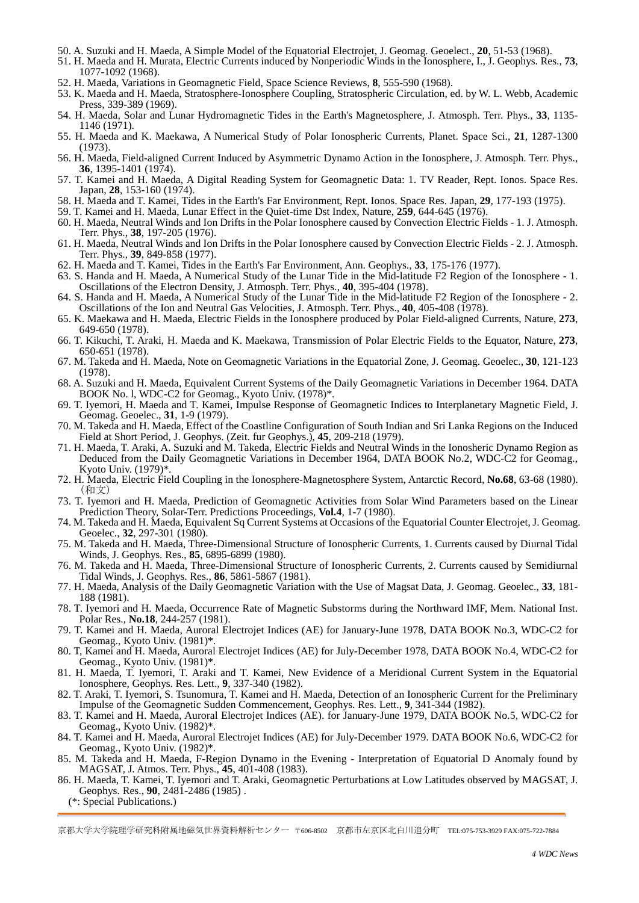50. A. Suzuki and H. Maeda, A Simple Model of the Equatorial Electrojet, J. Geomag. Geoelect., **20**, 51-53 (1968).
51. H. Maeda and H. Murata, Electric Currents induced by Nonperiodic Winds in the Ionosphere, I., J. Geophys. Res., **73**, 1077-1092 (1968).
52. H. Maeda, Variations in Geomagnetic Field, Space Science Reviews, **8**, 555-590 (1968).
53. K. Maeda and H. Maeda, Stratosphere-Ionosphere Coupling, Stratospheric Circulation, ed. by W. L. Webb, Academic Press, 339-389 (1969).
54. H. Maeda, Solar and Lunar Hydromagnetic Tides in the Earth's Magnetosphere, J. Atmosph. Terr. Phys., **33**, 1135-1146 (1971).
55. H. Maeda and K. Maekawa, A Numerical Study of Polar Ionospheric Currents, Planet. Space Sci., **21**, 1287-1300 (1973).
56. H. Maeda, Field-aligned Current Induced by Asymmetric Dynamo Action in the Ionosphere, J. Atmosph. Terr. Phys., **36**, 1395-1401 (1974).
57. T. Kamei and H. Maeda, A Digital Reading System for Geomagnetic Data: 1. TV Reader, Rept. Ionos. Space Res. Japan, **28**, 153-160 (1974).
58. H. Maeda and T. Kamei, Tides in the Earth's Far Environment, Rept. Ionos. Space Res. Japan, **29**, 177-193 (1975).
59. T. Kamei and H. Maeda, Lunar Effect in the Quiet-time Dst Index, Nature, **259**, 644-645 (1976).
60. H. Maeda, Neutral Winds and Ion Drifts in the Polar Ionosphere caused by Convection Electric Fields - 1. J. Atmosph. Terr. Phys., **38**, 197-205 (1976).
61. H. Maeda, Neutral Winds and Ion Drifts in the Polar Ionosphere caused by Convection Electric Fields - 2. J. Atmosph. Terr. Phys., **39**, 849-858 (1977).
62. H. Maeda and T. Kamei, Tides in the Earth's Far Environment, Ann. Geophys., **33**, 175-176 (1977).
63. S. Handa and H. Maeda, A Numerical Study of the Lunar Tide in the Mid-latitude F2 Region of the Ionosphere - 1. Oscillations of the Electron Density, J. Atmosph. Terr. Phys., **40**, 395-404 (1978).
64. S. Handa and H. Maeda, A Numerical Study of the Lunar Tide in the Mid-latitude F2 Region of the Ionosphere - 2. Oscillations of the Ion and Neutral Gas Velocities, J. Atmosph. Terr. Phys., **40**, 405-408 (1978).
65. K. Maekawa and H. Maeda, Electric Fields in the Ionosphere produced by Polar Field-aligned Currents, Nature, **273**, 649-650 (1978).
66. T. Kikuchi, T. Araki, H. Maeda and K. Maekawa, Transmission of Polar Electric Fields to the Equator, Nature, **273**, 650-651 (1978).
67. M. Takeda and H. Maeda, Note on Geomagnetic Variations in the Equatorial Zone, J. Geomag. Geoelec., **30**, 121-123 (1978).
68. A. Suzuki and H. Maeda, Equivalent Current Systems of the Daily Geomagnetic Variations in December 1964. DATA BOOK No. l, WDC-C2 for Geomag., Kyoto Univ. (1978)*.
69. T. Iyemori, H. Maeda and T. Kamei, Impulse Response of Geomagnetic Indices to Interplanetary Magnetic Field, J. Geomag. Geoelec., **31**, 1-9 (1979).
70. M. Takeda and H. Maeda, Effect of the Coastline Configuration of South Indian and Sri Lanka Regions on the Induced Field at Short Period, J. Geophys. (Zeit. fur Geophys.), **45**, 209-218 (1979).
71. H. Maeda, T. Araki, A. Suzuki and M. Takeda, Electric Fields and Neutral Winds in the Ionosheric Dynamo Region as Deduced from the Daily Geomagnetic Variations in December 1964, DATA BOOK No.2, WDC-C2 for Geomag., Kyoto Univ. (1979)*.
72. H. Maeda, Electric Field Coupling in the Ionosphere-Magnetosphere System, Antarctic Record, **No.68**, 63-68 (1980). （和文）
73. T. Iyemori and H. Maeda, Prediction of Geomagnetic Activities from Solar Wind Parameters based on the Linear Prediction Theory, Solar-Terr. Predictions Proceedings, **Vol.4**, 1-7 (1980).
74. M. Takeda and H. Maeda, Equivalent Sq Current Systems at Occasions of the Equatorial Counter Electrojet, J. Geomag. Geoelec., **32**, 297-301 (1980).
75. M. Takeda and H. Maeda, Three-Dimensional Structure of Ionospheric Currents, 1. Currents caused by Diurnal Tidal Winds, J. Geophys. Res., **85**, 6895-6899 (1980).
76. M. Takeda and H. Maeda, Three-Dimensional Structure of Ionospheric Currents, 2. Currents caused by Semidiurnal Tidal Winds, J. Geophys. Res., **86**, 5861-5867 (1981).
77. H. Maeda, Analysis of the Daily Geomagnetic Variation with the Use of Magsat Data, J. Geomag. Geoelec., **33**, 181-188 (1981).
78. T. Iyemori and H. Maeda, Occurrence Rate of Magnetic Substorms during the Northward IMF, Mem. National Inst. Polar Res., **No.18**, 244-257 (1981).
79. T. Kamei and H. Maeda, Auroral Electrojet Indices (AE) for January-June 1978, DATA BOOK No.3, WDC-C2 for Geomag., Kyoto Univ. (1981)*.
80. T, Kamei and H. Maeda, Auroral Electrojet Indices (AE) for July-December 1978, DATA BOOK No.4, WDC-C2 for Geomag., Kyoto Univ. (1981)*.
81. H. Maeda, T. Iyemori, T. Araki and T. Kamei, New Evidence of a Meridional Current System in the Equatorial Ionosphere, Geophys. Res. Lett., **9**, 337-340 (1982).
82. T. Araki, T. Iyemori, S. Tsunomura, T. Kamei and H. Maeda, Detection of an Ionospheric Current for the Preliminary Impulse of the Geomagnetic Sudden Commencement, Geophys. Res. Lett., **9**, 341-344 (1982).
83. T. Kamei and H. Maeda, Auroral Electrojet Indices (AE). for January-June 1979, DATA BOOK No.5, WDC-C2 for Geomag., Kyoto Univ. (1982)*.
84. T. Kamei and H. Maeda, Auroral Electrojet Indices (AE) for July-December 1979. DATA BOOK No.6, WDC-C2 for Geomag., Kyoto Univ. (1982)*.
85. M. Takeda and H. Maeda, F-Region Dynamo in the Evening - Interpretation of Equatorial D Anomaly found by MAGSAT, J. Atmos. Terr. Phys., **45**, 401-408 (1983).
86. H. Maeda, T. Kamei, T. Iyemori and T. Araki, Geomagnetic Perturbations at Low Latitudes observed by MAGSAT, J. Geophys. Res., **90**, 2481-2486 (1985) .

(*: Special Publications.)

京都大学大学院理学研究科附属地磁気世界資料解析センター 〒606-8502 京都市左京区北白川追分町 TEL:075-753-3929 FAX:075-722-7884